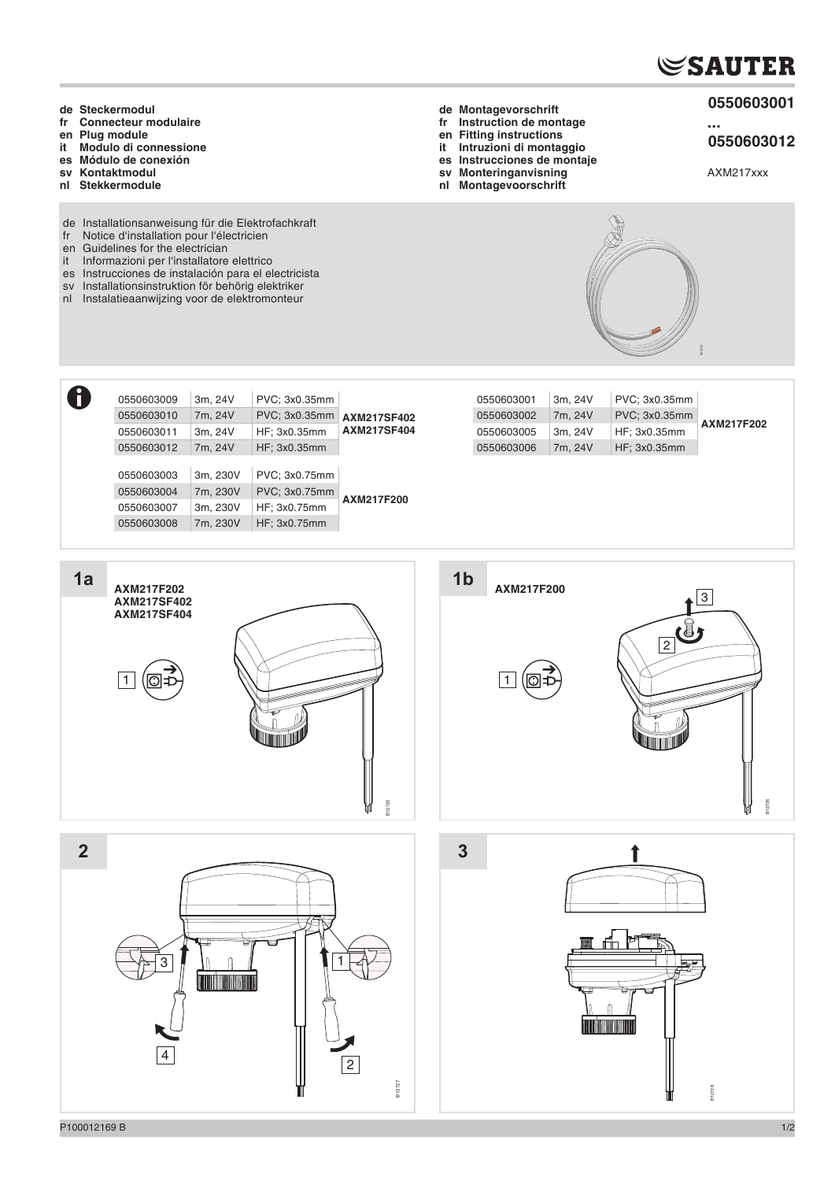**de Steckermodul**
**fr Connecteur modulaire**
**en Plug module**
**it Modulo di connessione**
**es Módulo de conexión**
**sv Kontaktmodul**
**nl Stekkermodule**

**de Montagevorschrift**
**fr Instruction de montage**
**en Fitting instructions**
**it Intruzioni di montaggio**
**es Instrucciones de montaje**
**sv Monteringanvisning**
**nl Montagevoorschrift**

**0550603001**
**...**
**0550603012**

AXM217xxx

de Installationsanweisung für die Elektrofachkraft
fr Notice d'installation pour l'électricien
en Guidelines for the electrician
it Informazioni per l'installatore elettrico
es Instrucciones de instalación para el electricista
sv Installationsinstruktion för behörig elektriker
nl Instalatieaanwijzing voor de elektromonteur

| | | | |
|---|---|---|---|
| 0550603009 | 3m, 24V | PVC; 3x0.35mm | **AXM217SF402** **AXM217SF404** |
| 0550603010 | 7m, 24V | PVC; 3x0.35mm | |
| 0550603011 | 3m, 24V | HF; 3x0.35mm | |
| 0550603012 | 7m, 24V | HF; 3x0.35mm | |
| 0550603003 | 3m, 230V | PVC; 3x0.75mm | **AXM217F200** |
| 0550603004 | 7m, 230V | PVC; 3x0.75mm | |
| 0550603007 | 3m, 230V | HF; 3x0.75mm | |
| 0550603008 | 7m, 230V | HF; 3x0.75mm | |

| | | | |
|---|---|---|---|
| 0550603001 | 3m, 24V | PVC; 3x0.35mm | **AXM217F202** |
| 0550603002 | 7m, 24V | PVC; 3x0.35mm | |
| 0550603005 | 3m, 24V | HF; 3x0.35mm | |
| 0550603006 | 7m, 24V | HF; 3x0.35mm | |

**1a**
**AXM217F202**
**AXM217SF402**
**AXM217SF404**

**1b**
**AXM217F200**

**2**

**3**

P100012169 B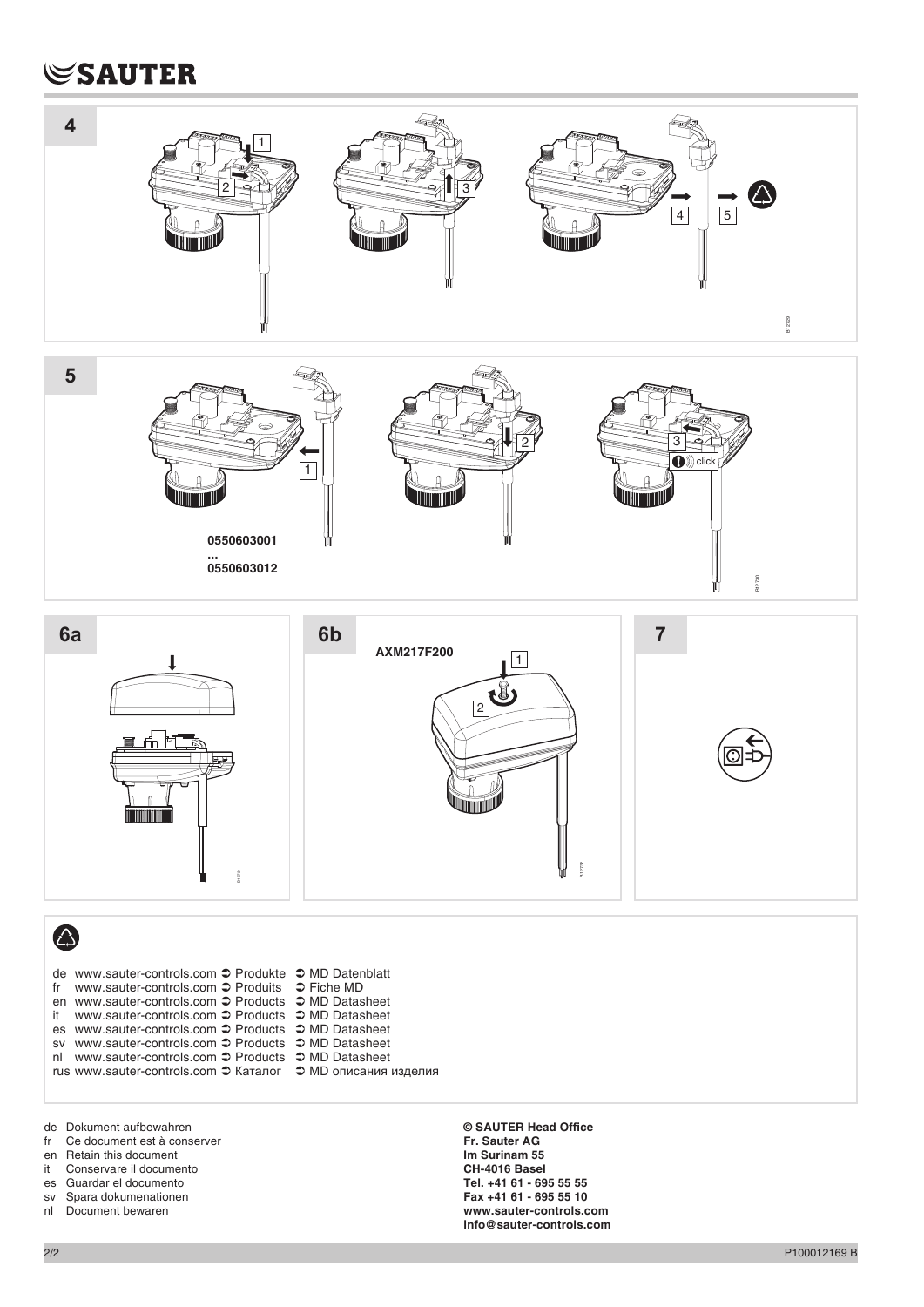## 4

1 2 3 4 5

## 5

1 2 3

click

**0550603001**
**...**
**0550603012**

## 6a

## 6b

**AXM217F200**

1 2

## 7

de www.sauter-controls.com ➲ Produkte ➲ MD Datenblatt
fr www.sauter-controls.com ➲ Produits ➲ Fiche MD
en www.sauter-controls.com ➲ Products ➲ MD Datasheet
it www.sauter-controls.com ➲ Products ➲ MD Datasheet
es www.sauter-controls.com ➲ Products ➲ MD Datasheet
sv www.sauter-controls.com ➲ Products ➲ MD Datasheet
nl www.sauter-controls.com ➲ Products ➲ MD Datasheet
rus www.sauter-controls.com ➲ Каталог ➲ MD описания изделия

de Dokument aufbewahren
fr Ce document est à conserver
en Retain this document
it Conservare il documento
es Guardar el documento
sv Spara dokumenationen
nl Document bewaren

**© SAUTER Head Office**
**Fr. Sauter AG**
**Im Surinam 55**
**CH-4016 Basel**
**Tel. +41 61 - 695 55 55**
**Fax +41 61 - 695 55 10**
**www.sauter-controls.com**
**info@sauter-controls.com**

P100012169 B